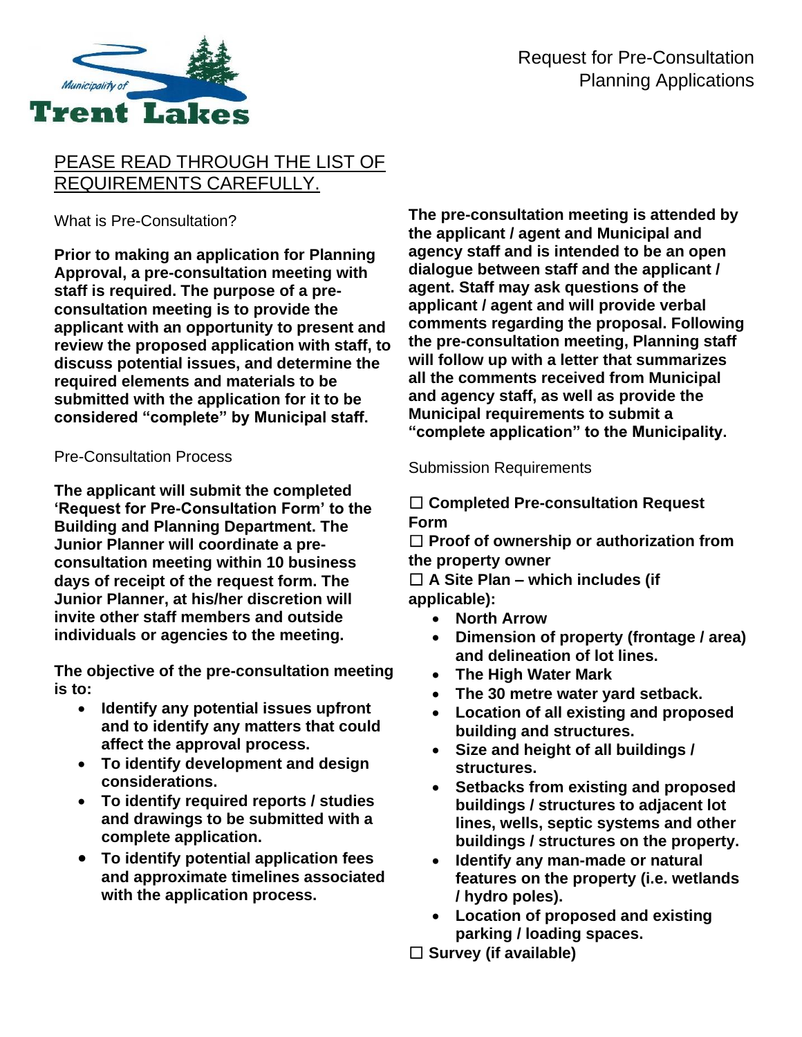Request for Pre-Consultation
Planning Applications

PEASE READ THROUGH THE LIST OF REQUIREMENTS CAREFULLY.

What is Pre-Consultation?

**Prior to making an application for Planning Approval, a pre-consultation meeting with staff is required. The purpose of a pre-consultation meeting is to provide the applicant with an opportunity to present and review the proposed application with staff, to discuss potential issues, and determine the required elements and materials to be submitted with the application for it to be considered "complete" by Municipal staff.**

Pre-Consultation Process

**The applicant will submit the completed 'Request for Pre-Consultation Form' to the Building and Planning Department. The Junior Planner will coordinate a pre-consultation meeting within 10 business days of receipt of the request form. The Junior Planner, at his/her discretion will invite other staff members and outside individuals or agencies to the meeting.**

**The objective of the pre-consultation meeting is to:**

- **Identify any potential issues upfront and to identify any matters that could affect the approval process.**
- **To identify development and design considerations.**
- **To identify required reports / studies and drawings to be submitted with a complete application.**
- **To identify potential application fees and approximate timelines associated with the application process.**

**The pre-consultation meeting is attended by the applicant / agent and Municipal and agency staff and is intended to be an open dialogue between staff and the applicant / agent. Staff may ask questions of the applicant / agent and will provide verbal comments regarding the proposal. Following the pre-consultation meeting, Planning staff will follow up with a letter that summarizes all the comments received from Municipal and agency staff, as well as provide the Municipal requirements to submit a "complete application" to the Municipality.**

Submission Requirements

☐ **Completed Pre-consultation Request Form**
☐ **Proof of ownership or authorization from the property owner**
☐ **A Site Plan – which includes (if applicable):**

- **North Arrow**
- **Dimension of property (frontage / area) and delineation of lot lines.**
- **The High Water Mark**
- **The 30 metre water yard setback.**
- **Location of all existing and proposed building and structures.**
- **Size and height of all buildings / structures.**
- **Setbacks from existing and proposed buildings / structures to adjacent lot lines, wells, septic systems and other buildings / structures on the property.**
- **Identify any man-made or natural features on the property (i.e. wetlands / hydro poles).**
- **Location of proposed and existing parking / loading spaces.**

☐ **Survey (if available)**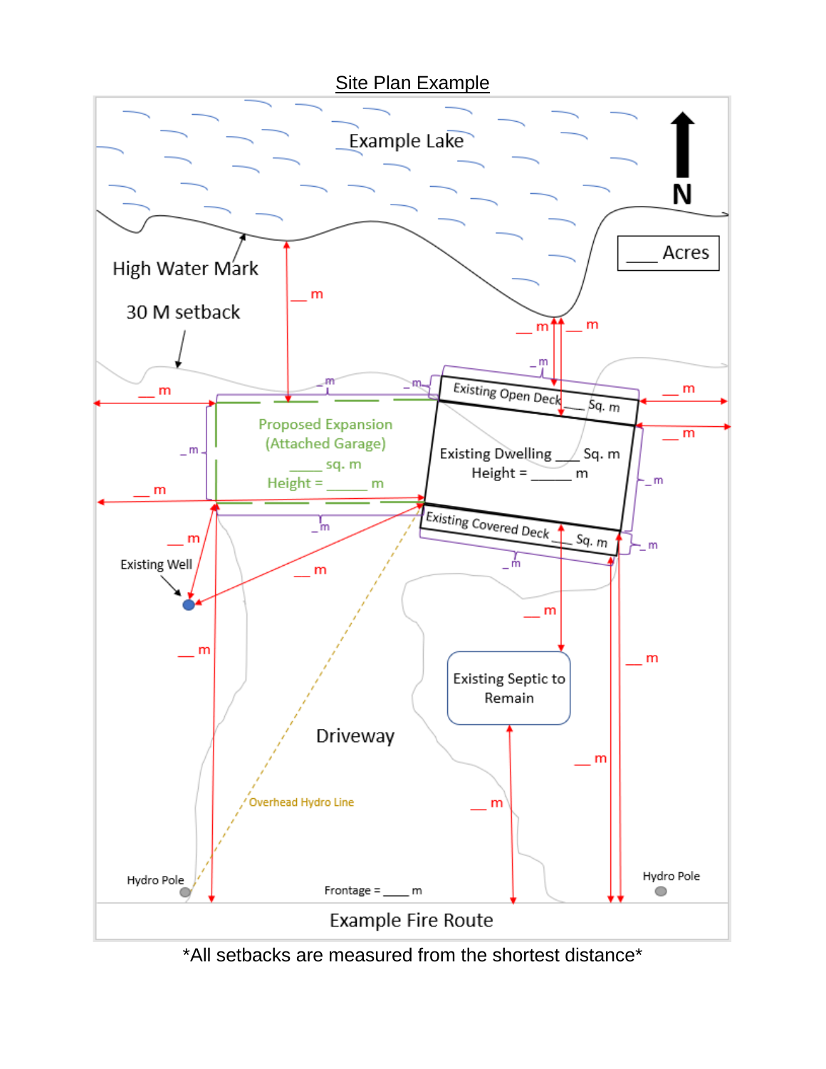Site Plan Example

Example Lake

N

___ Acres

High Water Mark

30 M setback

___ m

___ m

___ m

_ m

_ m

_ m

___ m

___ m

___ m

Proposed Expansion
(Attached Garage)
_____ sq. m
Height = ______ m

_ m

___ m

_ m

Existing Open Deck ___ Sq. m

Existing Dwelling ___ Sq. m
Height = ______ m

_ m

Existing Covered Deck ___ Sq. m

_ m

_ m

___ m

Existing Well

___ m

___ m

___ m

Existing Septic to Remain

___ m

Driveway

Overhead Hydro Line

___ m

___ m

Hydro Pole

Frontage = ____ m

Hydro Pole

Example Fire Route

*All setbacks are measured from the shortest distance*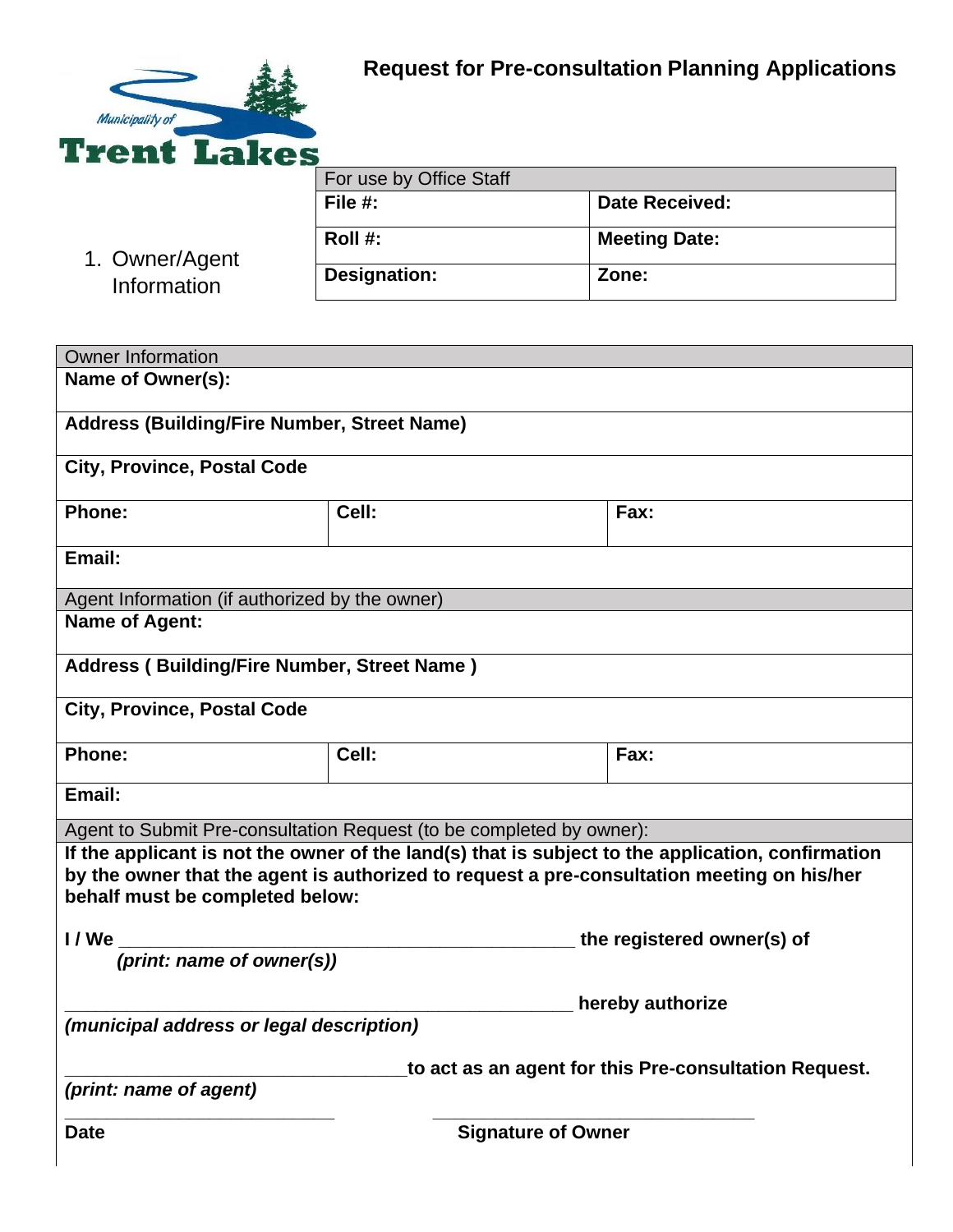# Request for Pre-consultation Planning Applications

| For use by Office Staff | |
|---|---|
| **File #:** | **Date Received:** |
| **Roll #:** | **Meeting Date:** |
| **Designation:** | **Zone:** |

1. Owner/Agent Information

| Owner Information | | |
|---|---|---|
| **Name of Owner(s):** | | |
| **Address (Building/Fire Number, Street Name)** | | |
| **City, Province, Postal Code** | | |
| **Phone:** | **Cell:** | **Fax:** |
| **Email:** | | |
| Agent Information (if authorized by the owner) | | |
| **Name of Agent:** | | |
| **Address ( Building/Fire Number, Street Name )** | | |
| **City, Province, Postal Code** | | |
| **Phone:** | **Cell:** | **Fax:** |
| **Email:** | | |

Agent to Submit Pre-consultation Request (to be completed by owner):

**If the applicant is not the owner of the land(s) that is subject to the application, confirmation by the owner that the agent is authorized to request a pre-consultation meeting on his/her behalf must be completed below:**

**I / We** ____________________________________________ **the registered owner(s) of**
***(print: name of owner(s))***

________________________________________________ **hereby authorize**
***(municipal address or legal description)***

_________________________________ **to act as an agent for this Pre-consultation Request.**
***(print: name of agent)***

__________________________ __________________________________

**Date** **Signature of Owner**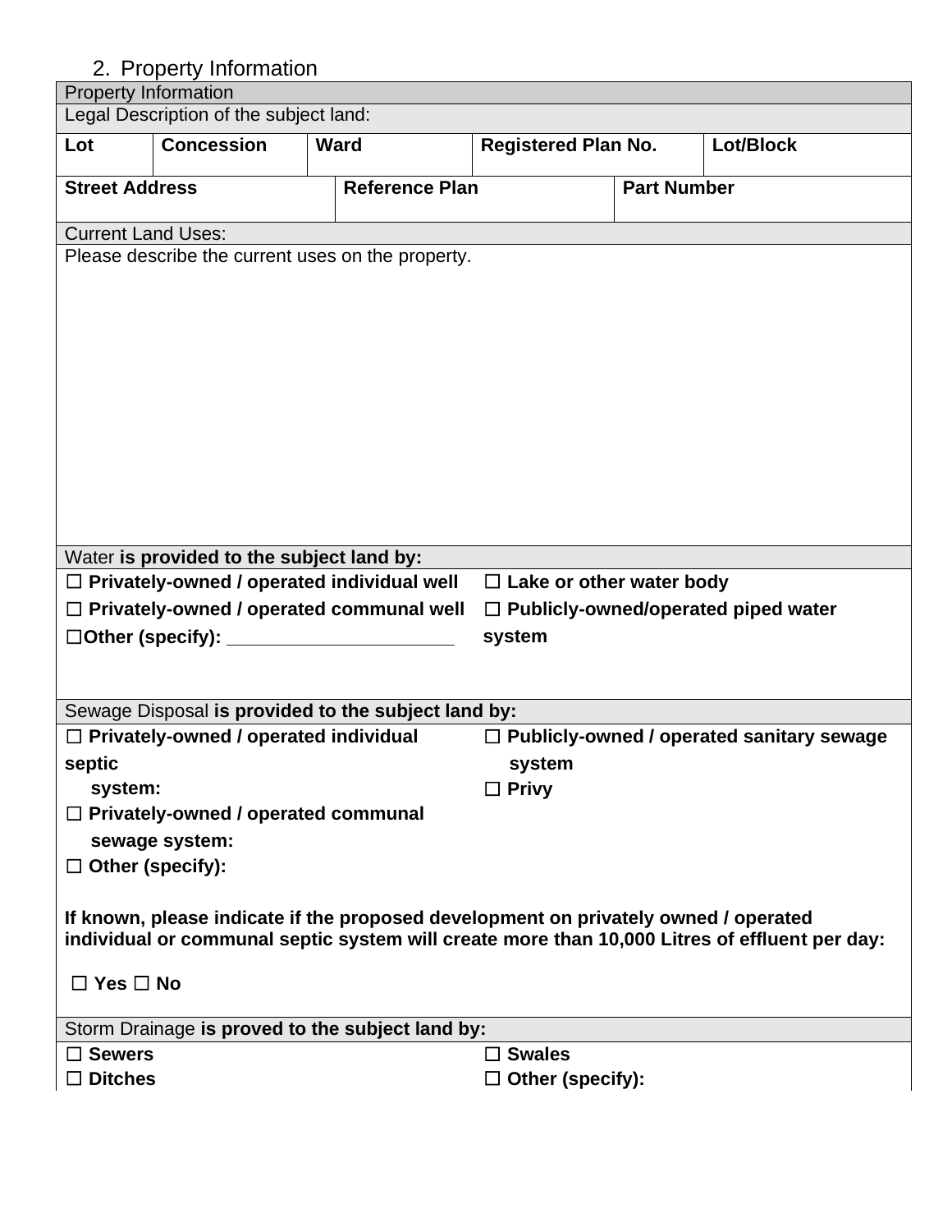## 2. Property Information

| Property Information | | | | |
|---|---|---|---|---|
| Legal Description of the subject land: | | | | |
| **Lot** | **Concession** | **Ward** | **Registered Plan No.** | **Lot/Block** |
| **Street Address** | | **Reference Plan** | **Part Number** | |

**Current Land Uses:**

Please describe the current uses on the property.

Water **is provided to the subject land by:**

☐ **Privately-owned / operated individual well**
☐ **Lake or other water body**
☐ **Privately-owned / operated communal well**
☐ **Publicly-owned/operated piped water system**
☐**Other (specify): ______________________**

Sewage Disposal **is provided to the subject land by:**

☐ **Privately-owned / operated individual septic system:**
☐ **Publicly-owned / operated sanitary sewage system**
☐ **Privy**
☐ **Privately-owned / operated communal sewage system:**
☐ **Other (specify):**

**If known, please indicate if the proposed development on privately owned / operated individual or communal septic system will create more than 10,000 Litres of effluent per day:**

☐ **Yes** ☐ **No**

Storm Drainage **is proved to the subject land by:**

☐ **Sewers**
☐ **Swales**
☐ **Ditches**
☐ **Other (specify):**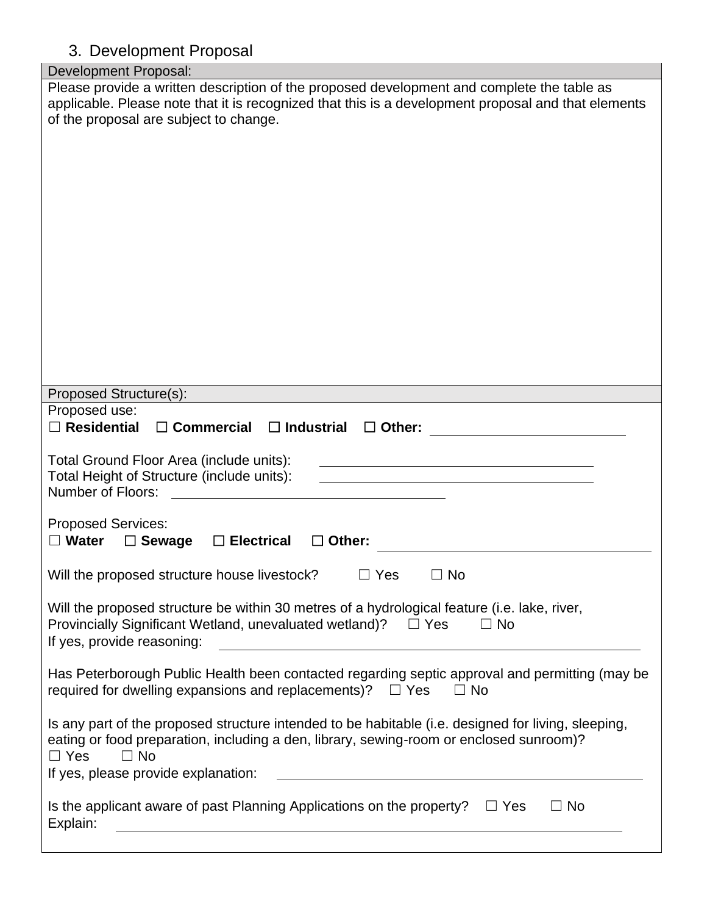## 3. Development Proposal

**Development Proposal:**

Please provide a written description of the proposed development and complete the table as applicable. Please note that it is recognized that this is a development proposal and that elements of the proposal are subject to change.

**Proposed Structure(s):**

Proposed use:

☐ **Residential** ☐ **Commercial** ☐ **Industrial** ☐ **Other:** \_\_\_\_\_\_\_\_\_\_\_\_\_\_\_\_\_\_\_\_

Total Ground Floor Area (include units): \_\_\_\_\_\_\_\_\_\_\_\_\_\_\_\_\_\_\_\_

Total Height of Structure (include units): \_\_\_\_\_\_\_\_\_\_\_\_\_\_\_\_\_\_\_\_

Number of Floors: \_\_\_\_\_\_\_\_\_\_\_\_\_\_\_\_\_\_\_\_

Proposed Services:

☐ **Water** ☐ **Sewage** ☐ **Electrical** ☐ **Other:** \_\_\_\_\_\_\_\_\_\_\_\_\_\_\_\_\_\_\_\_

Will the proposed structure house livestock? ☐ Yes ☐ No

Will the proposed structure be within 30 metres of a hydrological feature (i.e. lake, river, Provincially Significant Wetland, unevaluated wetland)? ☐ Yes ☐ No

If yes, provide reasoning: \_\_\_\_\_\_\_\_\_\_\_\_\_\_\_\_\_\_\_\_

Has Peterborough Public Health been contacted regarding septic approval and permitting (may be required for dwelling expansions and replacements)? ☐ Yes ☐ No

Is any part of the proposed structure intended to be habitable (i.e. designed for living, sleeping, eating or food preparation, including a den, library, sewing-room or enclosed sunroom)?

☐ Yes ☐ No

If yes, please provide explanation: \_\_\_\_\_\_\_\_\_\_\_\_\_\_\_\_\_\_\_\_

Is the applicant aware of past Planning Applications on the property? ☐ Yes ☐ No

Explain: \_\_\_\_\_\_\_\_\_\_\_\_\_\_\_\_\_\_\_\_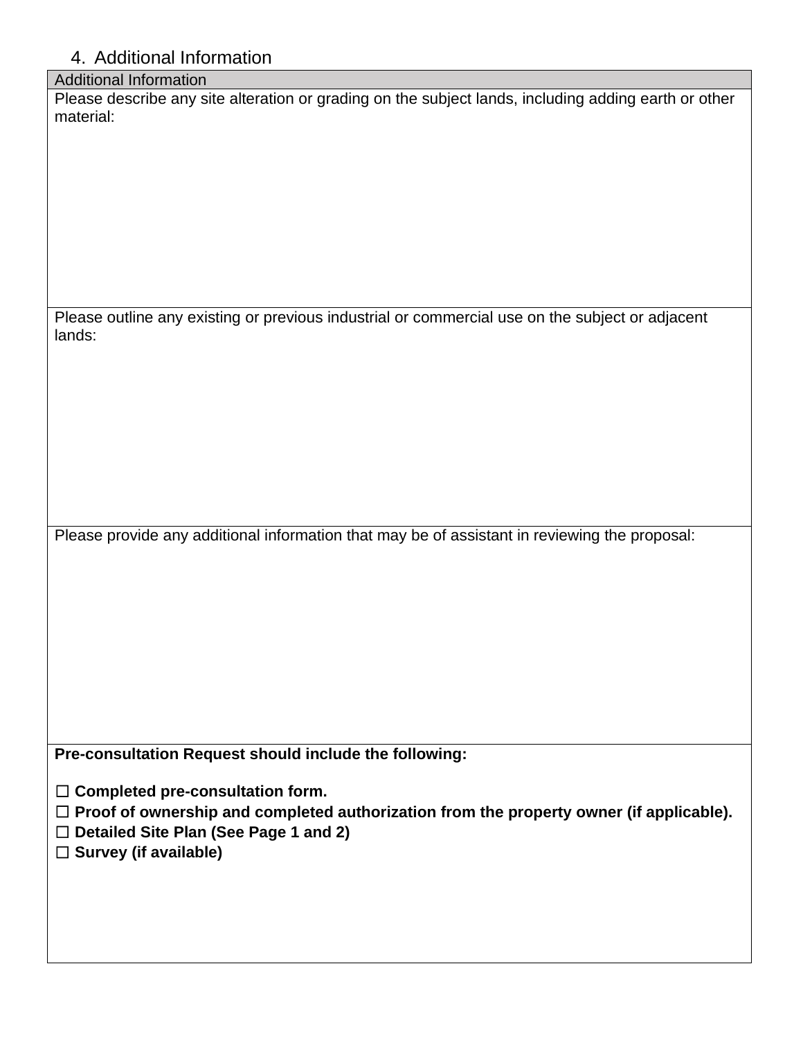## 4. Additional Information

| Additional Information |
|---|
| Please describe any site alteration or grading on the subject lands, including adding earth or other material: |
| Please outline any existing or previous industrial or commercial use on the subject or adjacent lands: |
| Please provide any additional information that may be of assistant in reviewing the proposal: |
| **Pre-consultation Request should include the following:**<br><br>☐ **Completed pre-consultation form.**<br>☐ **Proof of ownership and completed authorization from the property owner (if applicable).**<br>☐ **Detailed Site Plan (See Page 1 and 2)**<br>☐ **Survey (if available)** |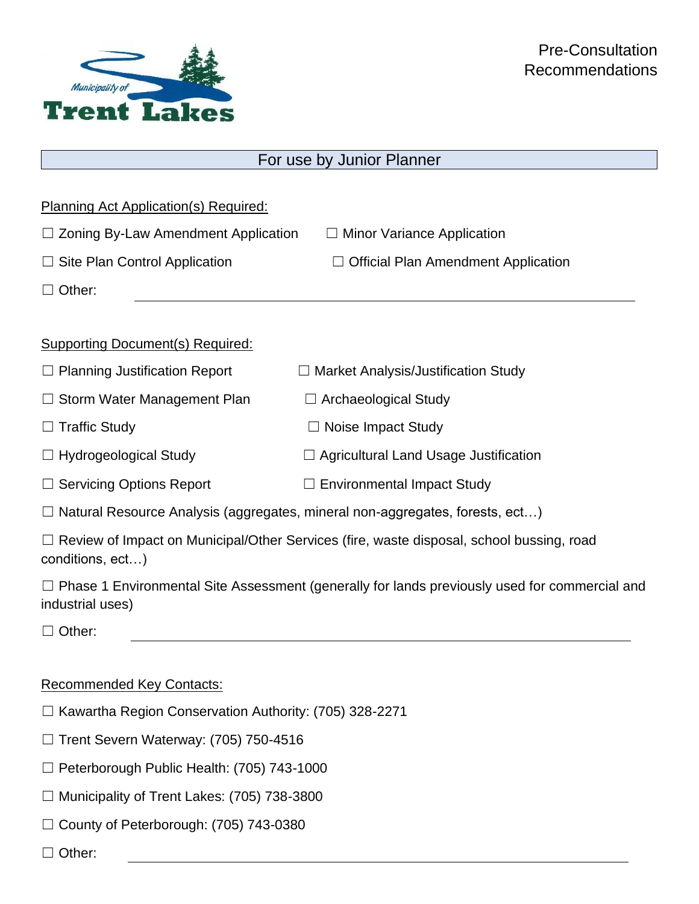Municipality of Trent Lakes

Pre-Consultation Recommendations

## For use by Junior Planner

<u>Planning Act Application(s) Required:</u>

☐ Zoning By-Law Amendment Application ☐ Minor Variance Application

☐ Site Plan Control Application ☐ Official Plan Amendment Application

☐ Other: ______________________________

<u>Supporting Document(s) Required:</u>

☐ Planning Justification Report ☐ Market Analysis/Justification Study

☐ Storm Water Management Plan ☐ Archaeological Study

☐ Traffic Study ☐ Noise Impact Study

☐ Hydrogeological Study ☐ Agricultural Land Usage Justification

☐ Servicing Options Report ☐ Environmental Impact Study

☐ Natural Resource Analysis (aggregates, mineral non-aggregates, forests, ect…)

☐ Review of Impact on Municipal/Other Services (fire, waste disposal, school bussing, road conditions, ect…)

☐ Phase 1 Environmental Site Assessment (generally for lands previously used for commercial and industrial uses)

☐ Other: ______________________________

<u>Recommended Key Contacts:</u>

☐ Kawartha Region Conservation Authority: (705) 328-2271

☐ Trent Severn Waterway: (705) 750-4516

☐ Peterborough Public Health: (705) 743-1000

☐ Municipality of Trent Lakes: (705) 738-3800

☐ County of Peterborough: (705) 743-0380

☐ Other: ______________________________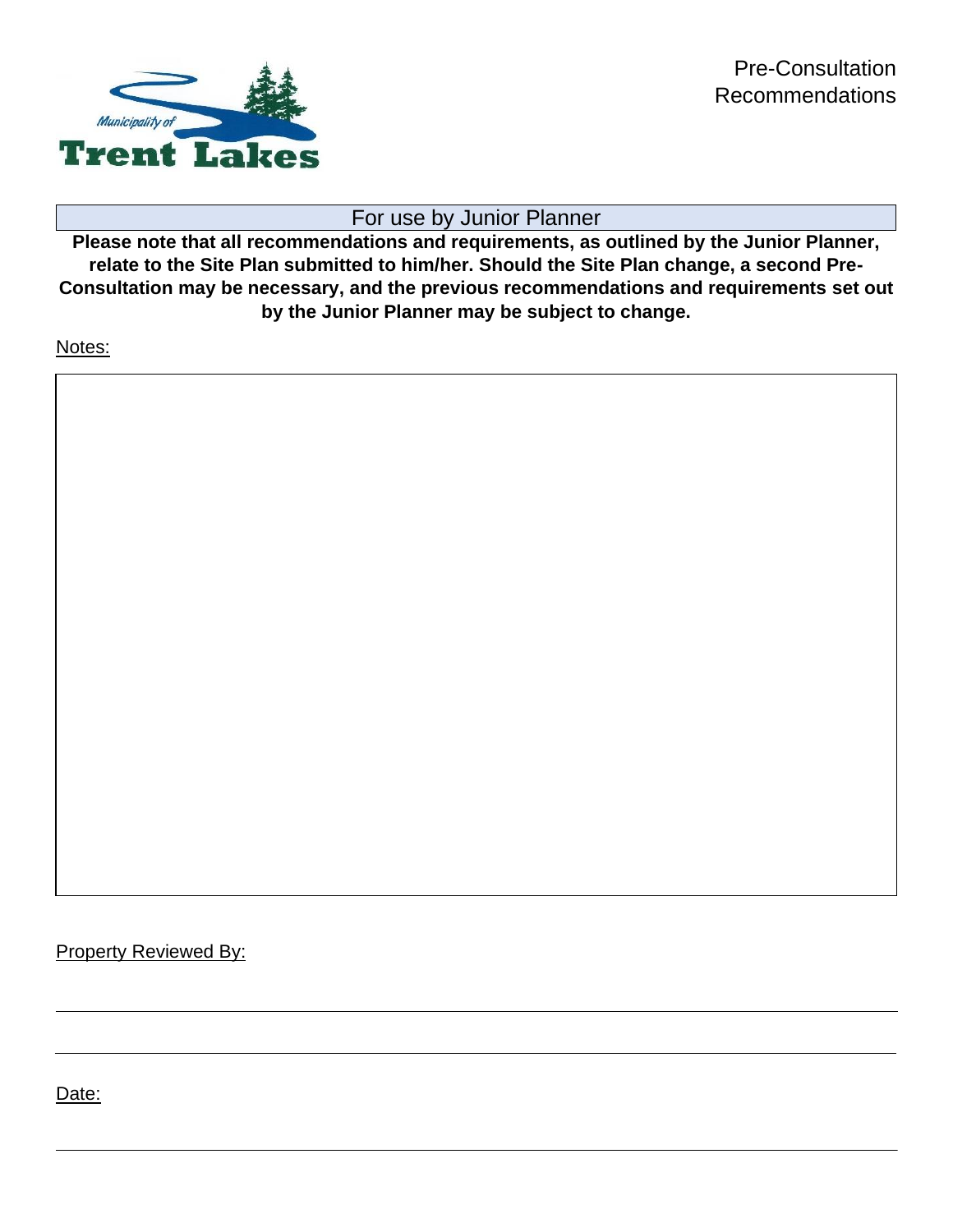Municipality of
Trent Lakes

Pre-Consultation Recommendations

## For use by Junior Planner

**Please note that all recommendations and requirements, as outlined by the Junior Planner, relate to the Site Plan submitted to him/her. Should the Site Plan change, a second Pre-Consultation may be necessary, and the previous recommendations and requirements set out by the Junior Planner may be subject to change.**

Notes:

Property Reviewed By:

Date: